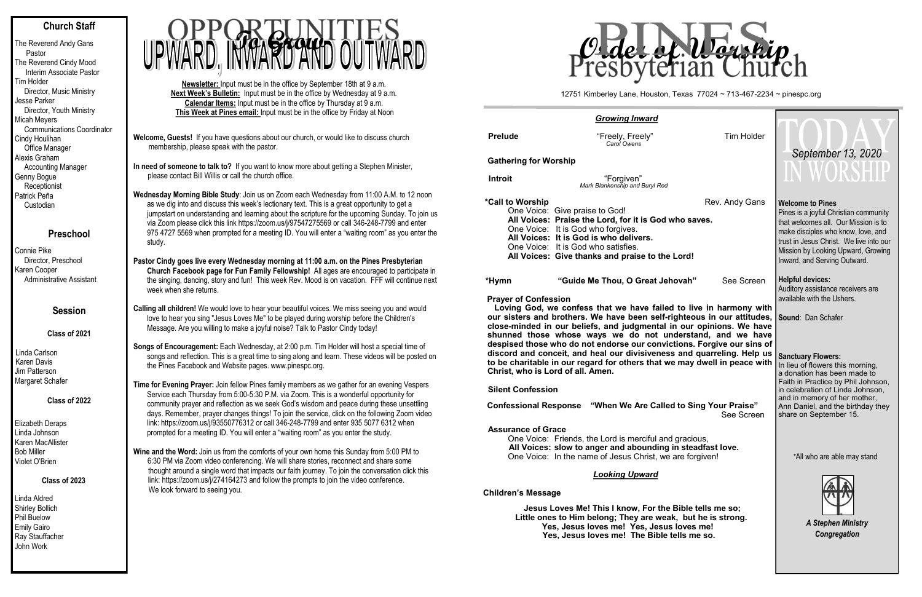## Church Staff

The Reverend Andy Gans
Pastor
The Reverend Cindy Mood
Interim Associate Pastor
Tim Holder
Director, Music Ministry
Jesse Parker
Director, Youth Ministry
Micah Meyers
Communications Coordinator
Cindy Houlihan
Office Manager
Alexis Graham
Accounting Manager
Genny Bogue
Receptionist
Patrick Peña
Custodian

## Preschool

Connie Pike
Director, Preschool
Karen Cooper
Administrative Assistant

## Session

### Class of 2021

Linda Carlson
Karen Davis
Jim Patterson
Margaret Schafer

### Class of 2022

Elizabeth Deraps
Linda Johnson
Karen MacAllister
Bob Miller
Violet O'Brien

### Class of 2023

Linda Aldred
Shirley Bollich
Phil Buelow
Emily Gairo
Ray Stauffacher
John Work

# OPPORTUNITIES To Grow UPWARD, INWARD AND OUTWARD

**Newsletter:** Input must be in the office by September 18th at 9 a.m.
**Next Week's Bulletin:** Input must be in the office by Wednesday at 9 a.m.
**Calendar Items:** Input must be in the office by Thursday at 9 a.m.
**This Week at Pines email:** Input must be in the office by Friday at Noon

**Welcome, Guests!** If you have questions about our church, or would like to discuss church membership, please speak with the pastor.

**In need of someone to talk to?** If you want to know more about getting a Stephen Minister, please contact Bill Willis or call the church office.

**Wednesday Morning Bible Study**: Join us on Zoom each Wednesday from 11:00 A.M. to 12 noon as we dig into and discuss this week's lectionary text. This is a great opportunity to get a jumpstart on understanding and learning about the scripture for the upcoming Sunday. To join us via Zoom please click this link https://zoom.us/j/97547275569 or call 346-248-7799 and enter 975 4727 5569 when prompted for a meeting ID. You will enter a "waiting room" as you enter the study.

**Pastor Cindy goes live every Wednesday morning at 11:00 a.m. on the Pines Presbyterian Church Facebook page for Fun Family Fellowship!** All ages are encouraged to participate in the singing, dancing, story and fun! This week Rev. Mood is on vacation. FFF will continue next week when she returns.

**Calling all children!** We would love to hear your beautiful voices. We miss seeing you and would love to hear you sing "Jesus Loves Me" to be played during worship before the Children's Message. Are you willing to make a joyful noise? Talk to Pastor Cindy today!

**Songs of Encouragement:** Each Wednesday, at 2:00 p.m. Tim Holder will host a special time of songs and reflection. This is a great time to sing along and learn. These videos will be posted on the Pines Facebook and Website pages. www.pinespc.org.

**Time for Evening Prayer:** Join fellow Pines family members as we gather for an evening Vespers Service each Thursday from 5:00-5:30 P.M. via Zoom. This is a wonderful opportunity for community prayer and reflection as we seek God's wisdom and peace during these unsettling days. Remember, prayer changes things! To join the service, click on the following Zoom video link: https://zoom.us/j/93550776312 or call 346-248-7799 and enter 935 5077 6312 when prompted for a meeting ID. You will enter a "waiting room" as you enter the study.

**Wine and the Word:** Join us from the comforts of your own home this Sunday from 5:00 PM to 6:30 PM via Zoom video conferencing. We will share stories, reconnect and share some thought around a single word that impacts our faith journey. To join the conversation click this link: https://zoom.us/j/274164273 and follow the prompts to join the video conference. We look forward to seeing you.

# PINES Presbyterian Church — *Order of Worship*

12751 Kimberley Lane, Houston, Texas 77024 ~ 713-467-2234 ~ pinespc.org

### *Growing Inward*

**Prelude** — "Freely, Freely" *Carol Owens* — Tim Holder

**Gathering for Worship**

**Introit** — "Forgiven" *Mark Blankenship and Buryl Red*

**\*Call to Worship** — Rev. Andy Gans

One Voice: Give praise to God!
**All Voices: Praise the Lord, for it is God who saves.**
One Voice: It is God who forgives.
**All Voices: It is God is who delivers.**
One Voice: It is God who satisfies.
**All Voices: Give thanks and praise to the Lord!**

**\*Hymn** — **"Guide Me Thou, O Great Jehovah"** — See Screen

**Prayer of Confession**

**Loving God, we confess that we have failed to live in harmony with our sisters and brothers. We have been self-righteous in our attitudes, close-minded in our beliefs, and judgmental in our opinions. We have shunned those whose ways we do not understand, and we have despised those who do not endorse our convictions. Forgive our sins of discord and conceit, and heal our divisiveness and quarreling. Help us to be charitable in our regard for others that we may dwell in peace with Christ, who is Lord of all. Amen.**

**Silent Confession**

**Confessional Response** — **"When We Are Called to Sing Your Praise"** — See Screen

**Assurance of Grace**

One Voice: Friends, the Lord is merciful and gracious,
**All Voices: slow to anger and abounding in steadfast love.**
One Voice: In the name of Jesus Christ, we are forgiven!

### *Looking Upward*

**Children's Message**

**Jesus Loves Me! This I know, For the Bible tells me so;**
**Little ones to Him belong; They are weak, but he is strong.**
**Yes, Jesus loves me! Yes, Jesus loves me!**
**Yes, Jesus loves me! The Bible tells me so.**

# TODAY IN WORSHIP

*September 13, 2020*

**Welcome to Pines**
Pines is a joyful Christian community that welcomes all. Our Mission is to make disciples who know, love, and trust in Jesus Christ. We live into our Mission by Looking Upward, Growing Inward, and Serving Outward.

**Helpful devices:**
Auditory assistance receivers are available with the Ushers.

**Sound**: Dan Schafer

**Sanctuary Flowers:**
In lieu of flowers this morning, a donation has been made to Faith in Practice by Phil Johnson, in celebration of Linda Johnson, and in memory of her mother, Ann Daniel, and the birthday they share on September 15.

\*All who are able may stand

*A Stephen Ministry Congregation*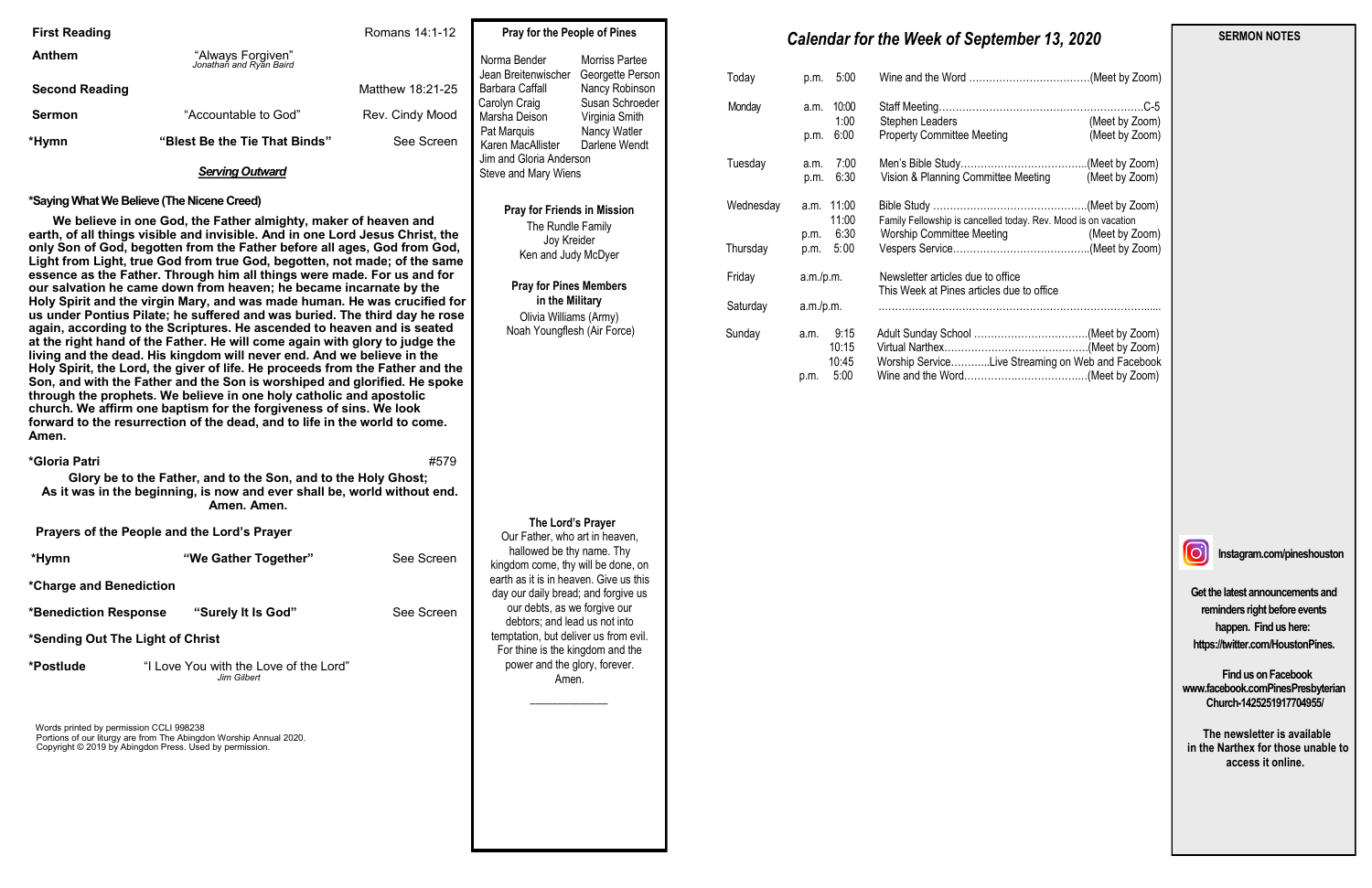| | | |
|---|---|---|
| **First Reading** | | Romans 14:1-12 |
| **Anthem** | "Always Forgiven" *Jonathan and Ryan Baird* | |
| **Second Reading** | | Matthew 18:21-25 |
| **Sermon** | "Accountable to God" | Rev. Cindy Mood |
| ***Hymn** | **"Blest Be the Tie That Binds"** | See Screen |

***Serving Outward***

**\*Saying What We Believe (The Nicene Creed)**

**We believe in one God, the Father almighty, maker of heaven and earth, of all things visible and invisible. And in one Lord Jesus Christ, the only Son of God, begotten from the Father before all ages, God from God, Light from Light, true God from true God, begotten, not made; of the same essence as the Father. Through him all things were made. For us and for our salvation he came down from heaven; he became incarnate by the Holy Spirit and the virgin Mary, and was made human. He was crucified for us under Pontius Pilate; he suffered and was buried. The third day he rose again, according to the Scriptures. He ascended to heaven and is seated at the right hand of the Father. He will come again with glory to judge the living and the dead. His kingdom will never end. And we believe in the Holy Spirit, the Lord, the giver of life. He proceeds from the Father and the Son, and with the Father and the Son is worshiped and glorified. He spoke through the prophets. We believe in one holy catholic and apostolic church. We affirm one baptism for the forgiveness of sins. We look forward to the resurrection of the dead, and to life in the world to come. Amen.**

**\*Gloria Patri** #579

**Glory be to the Father, and to the Son, and to the Holy Ghost;
As it was in the beginning, is now and ever shall be, world without end.
Amen. Amen.**

**Prayers of the People and the Lord's Prayer**

| | | |
|---|---|---|
| ***Hymn** | **"We Gather Together"** | See Screen |
| ***Charge and Benediction** | | |
| ***Benediction Response** | **"Surely It Is God"** | See Screen |
| ***Sending Out The Light of Christ** | | |
| ***Postlude** | "I Love You with the Love of the Lord" *Jim Gilbert* | |

Words printed by permission CCLI 998238
Portions of our liturgy are from The Abingdon Worship Annual 2020.
Copyright © 2019 by Abingdon Press. Used by permission.

**Pray for the People of Pines**

| | |
|---|---|
| Norma Bender | Morriss Partee |
| Jean Breitenwischer | Georgette Person |
| Barbara Caffall | Nancy Robinson |
| Carolyn Craig | Susan Schroeder |
| Marsha Deison | Virginia Smith |
| Pat Marquis | Nancy Watler |
| Karen MacAllister | Darlene Wendt |

Jim and Gloria Anderson
Steve and Mary Wiens

**Pray for Friends in Mission**

The Rundle Family
Joy Kreider
Ken and Judy McDyer

**Pray for Pines Members in the Military**

Olivia Williams (Army)
Noah Youngflesh (Air Force)

**The Lord's Prayer**

Our Father, who art in heaven, hallowed be thy name. Thy kingdom come, thy will be done, on earth as it is in heaven. Give us this day our daily bread; and forgive us our debts, as we forgive our debtors; and lead us not into temptation, but deliver us from evil. For thine is the kingdom and the power and the glory, forever. Amen.

## *Calendar for the Week of September 13, 2020*

| | | | |
|---|---|---|---|
| Today | p.m. 5:00 | Wine and the Word | (Meet by Zoom) |
| Monday | a.m. 10:00 | Staff Meeting | C-5 |
| | 1:00 | Stephen Leaders | (Meet by Zoom) |
| | p.m. 6:00 | Property Committee Meeting | (Meet by Zoom) |
| Tuesday | a.m. 7:00 | Men's Bible Study | (Meet by Zoom) |
| | p.m. 6:30 | Vision & Planning Committee Meeting | (Meet by Zoom) |
| Wednesday | a.m. 11:00 | Bible Study | (Meet by Zoom) |
| | 11:00 | Family Fellowship is cancelled today. Rev. Mood is on vacation | |
| | p.m. 6:30 | Worship Committee Meeting | (Meet by Zoom) |
| Thursday | p.m. 5:00 | Vespers Service | (Meet by Zoom) |
| Friday | a.m./p.m. | Newsletter articles due to office | |
| | | This Week at Pines articles due to office | |
| Saturday | a.m./p.m. | | |
| Sunday | a.m. 9:15 | Adult Sunday School | (Meet by Zoom) |
| | 10:15 | Virtual Narthex | (Meet by Zoom) |
| | 10:45 | Worship Service | Live Streaming on Web and Facebook |
| | p.m. 5:00 | Wine and the Word | (Meet by Zoom) |

**SERMON NOTES**

**Instagram.com/pineshouston**

**Get the latest announcements and reminders right before events happen. Find us here: https://twitter.com/HoustonPines.**

**Find us on Facebook www.facebook.comPinesPresbyterian Church-1425251917704955/**

**The newsletter is available in the Narthex for those unable to access it online.**